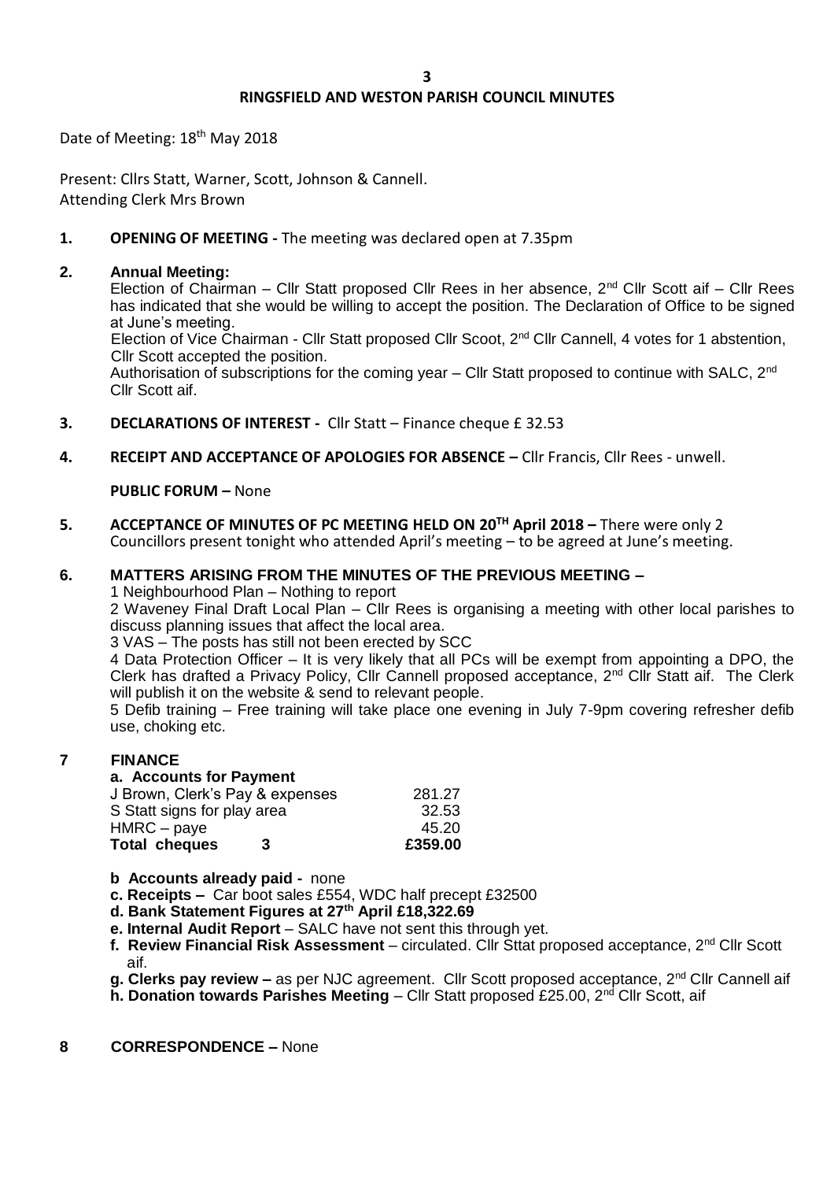# RINGSFIELD AND WESTON PARISH COUNCIL MINUTES

Date of Meeting: 18th May 2018

Present: Cllrs Statt, Warner, Scott, Johnson & Cannell.
Attending Clerk Mrs Brown

**1. OPENING OF MEETING -** The meeting was declared open at 7.35pm

**2. Annual Meeting:**

Election of Chairman – Cllr Statt proposed Cllr Rees in her absence, 2nd Cllr Scott aif – Cllr Rees has indicated that she would be willing to accept the position. The Declaration of Office to be signed at June's meeting.

Election of Vice Chairman - Cllr Statt proposed Cllr Scoot, 2nd Cllr Cannell, 4 votes for 1 abstention, Cllr Scott accepted the position.

Authorisation of subscriptions for the coming year – Cllr Statt proposed to continue with SALC, 2nd Cllr Scott aif.

**3. DECLARATIONS OF INTEREST -** Cllr Statt – Finance cheque £ 32.53

**4. RECEIPT AND ACCEPTANCE OF APOLOGIES FOR ABSENCE –** Cllr Francis, Cllr Rees - unwell.

**PUBLIC FORUM –** None

**5. ACCEPTANCE OF MINUTES OF PC MEETING HELD ON 20TH April 2018 –** There were only 2 Councillors present tonight who attended April's meeting – to be agreed at June's meeting.

**6. MATTERS ARISING FROM THE MINUTES OF THE PREVIOUS MEETING –**

1 Neighbourhood Plan – Nothing to report

2 Waveney Final Draft Local Plan – Cllr Rees is organising a meeting with other local parishes to discuss planning issues that affect the local area.

3 VAS – The posts has still not been erected by SCC

4 Data Protection Officer – It is very likely that all PCs will be exempt from appointing a DPO, the Clerk has drafted a Privacy Policy, Cllr Cannell proposed acceptance, 2nd Cllr Statt aif. The Clerk will publish it on the website & send to relevant people.

5 Defib training – Free training will take place one evening in July 7-9pm covering refresher defib use, choking etc.

**7 FINANCE**

**a. Accounts for Payment**

| | | |
|---|---|---|
| J Brown, Clerk's Pay & expenses | | 281.27 |
| S Statt signs for play area | | 32.53 |
| HMRC – paye | | 45.20 |
| **Total cheques** | **3** | **£359.00** |

**b Accounts already paid -** none

**c. Receipts –** Car boot sales £554, WDC half precept £32500

**d. Bank Statement Figures at 27th April £18,322.69**

**e. Internal Audit Report** – SALC have not sent this through yet.

**f. Review Financial Risk Assessment** – circulated. Cllr Sttat proposed acceptance, 2nd Cllr Scott aif.

**g. Clerks pay review –** as per NJC agreement. Cllr Scott proposed acceptance, 2nd Cllr Cannell aif

**h. Donation towards Parishes Meeting** – Cllr Statt proposed £25.00, 2nd Cllr Scott, aif

**8 CORRESPONDENCE –** None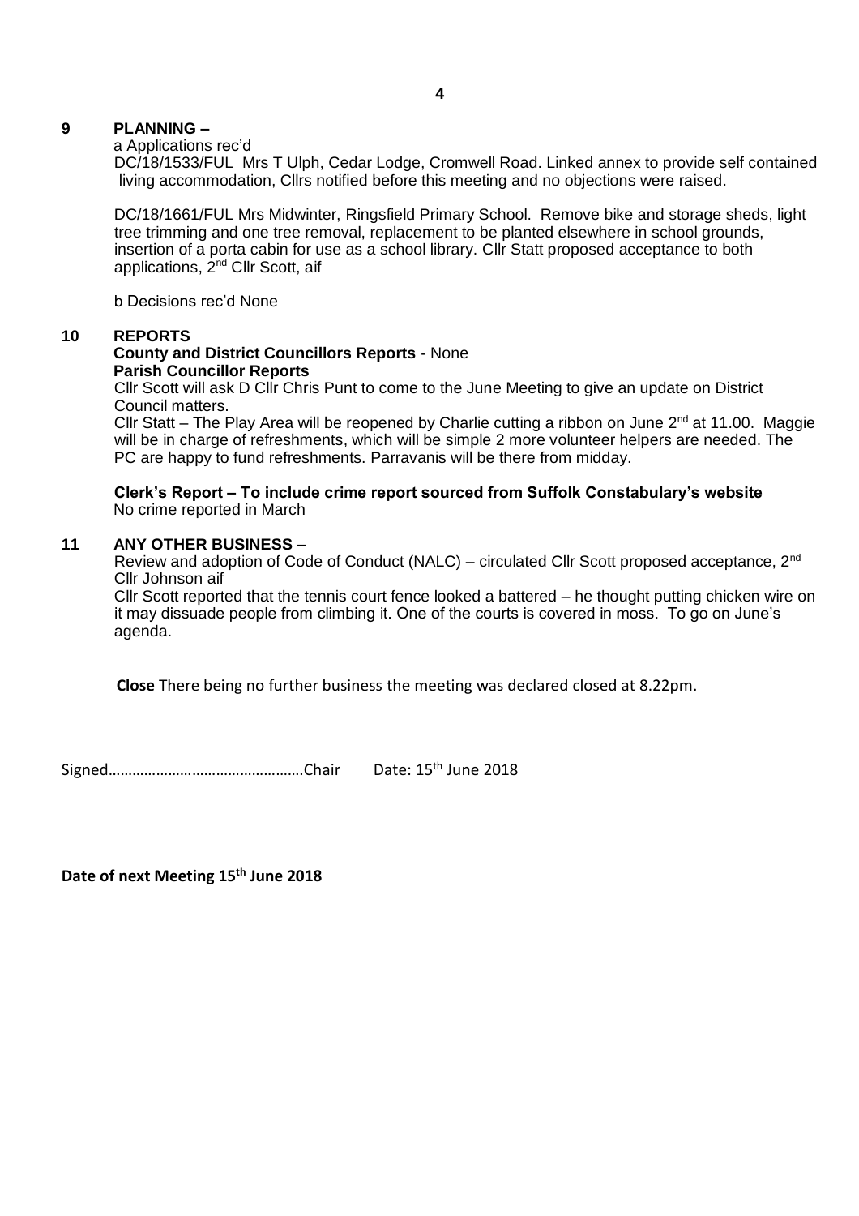## 9 PLANNING –

a Applications rec'd

DC/18/1533/FUL Mrs T Ulph, Cedar Lodge, Cromwell Road. Linked annex to provide self contained living accommodation, Cllrs notified before this meeting and no objections were raised.

DC/18/1661/FUL Mrs Midwinter, Ringsfield Primary School. Remove bike and storage sheds, light tree trimming and one tree removal, replacement to be planted elsewhere in school grounds, insertion of a porta cabin for use as a school library. Cllr Statt proposed acceptance to both applications, 2nd Cllr Scott, aif

b Decisions rec'd None

## 10 REPORTS

**County and District Councillors Reports** - None

**Parish Councillor Reports**

Cllr Scott will ask D Cllr Chris Punt to come to the June Meeting to give an update on District Council matters.

Cllr Statt – The Play Area will be reopened by Charlie cutting a ribbon on June 2nd at 11.00. Maggie will be in charge of refreshments, which will be simple 2 more volunteer helpers are needed. The PC are happy to fund refreshments. Parravanis will be there from midday.

**Clerk's Report – To include crime report sourced from Suffolk Constabulary's website**
No crime reported in March

## 11 ANY OTHER BUSINESS –

Review and adoption of Code of Conduct (NALC) – circulated Cllr Scott proposed acceptance, 2nd Cllr Johnson aif

Cllr Scott reported that the tennis court fence looked a battered – he thought putting chicken wire on it may dissuade people from climbing it. One of the courts is covered in moss. To go on June's agenda.

**Close** There being no further business the meeting was declared closed at 8.22pm.

Signed………………………………………….Chair Date: 15th June 2018

**Date of next Meeting 15th June 2018**